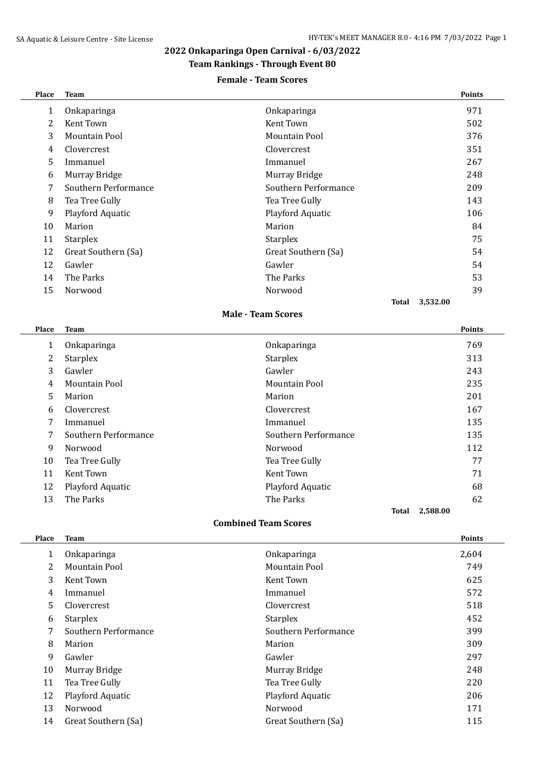# 2022 Onkaparinga Open Carnival - 6/03/2022

## Team Rankings - Through Event 80

### Female - Team Scores

| Place | Team | | Points |
|---|---|---|---|
| 1 | Onkaparinga | Onkaparinga | 971 |
| 2 | Kent Town | Kent Town | 502 |
| 3 | Mountain Pool | Mountain Pool | 376 |
| 4 | Clovercrest | Clovercrest | 351 |
| 5 | Immanuel | Immanuel | 267 |
| 6 | Murray Bridge | Murray Bridge | 248 |
| 7 | Southern Performance | Southern Performance | 209 |
| 8 | Tea Tree Gully | Tea Tree Gully | 143 |
| 9 | Playford Aquatic | Playford Aquatic | 106 |
| 10 | Marion | Marion | 84 |
| 11 | Starplex | Starplex | 75 |
| 12 | Great Southern (Sa) | Great Southern (Sa) | 54 |
| 12 | Gawler | Gawler | 54 |
| 14 | The Parks | The Parks | 53 |
| 15 | Norwood | Norwood | 39 |
| | | **Total** | 3,532.00 |

### Male - Team Scores

| Place | Team | | Points |
|---|---|---|---|
| 1 | Onkaparinga | Onkaparinga | 769 |
| 2 | Starplex | Starplex | 313 |
| 3 | Gawler | Gawler | 243 |
| 4 | Mountain Pool | Mountain Pool | 235 |
| 5 | Marion | Marion | 201 |
| 6 | Clovercrest | Clovercrest | 167 |
| 7 | Immanuel | Immanuel | 135 |
| 7 | Southern Performance | Southern Performance | 135 |
| 9 | Norwood | Norwood | 112 |
| 10 | Tea Tree Gully | Tea Tree Gully | 77 |
| 11 | Kent Town | Kent Town | 71 |
| 12 | Playford Aquatic | Playford Aquatic | 68 |
| 13 | The Parks | The Parks | 62 |
| | | **Total** | 2,588.00 |

### Combined Team Scores

| Place | Team | | Points |
|---|---|---|---|
| 1 | Onkaparinga | Onkaparinga | 2,604 |
| 2 | Mountain Pool | Mountain Pool | 749 |
| 3 | Kent Town | Kent Town | 625 |
| 4 | Immanuel | Immanuel | 572 |
| 5 | Clovercrest | Clovercrest | 518 |
| 6 | Starplex | Starplex | 452 |
| 7 | Southern Performance | Southern Performance | 399 |
| 8 | Marion | Marion | 309 |
| 9 | Gawler | Gawler | 297 |
| 10 | Murray Bridge | Murray Bridge | 248 |
| 11 | Tea Tree Gully | Tea Tree Gully | 220 |
| 12 | Playford Aquatic | Playford Aquatic | 206 |
| 13 | Norwood | Norwood | 171 |
| 14 | Great Southern (Sa) | Great Southern (Sa) | 115 |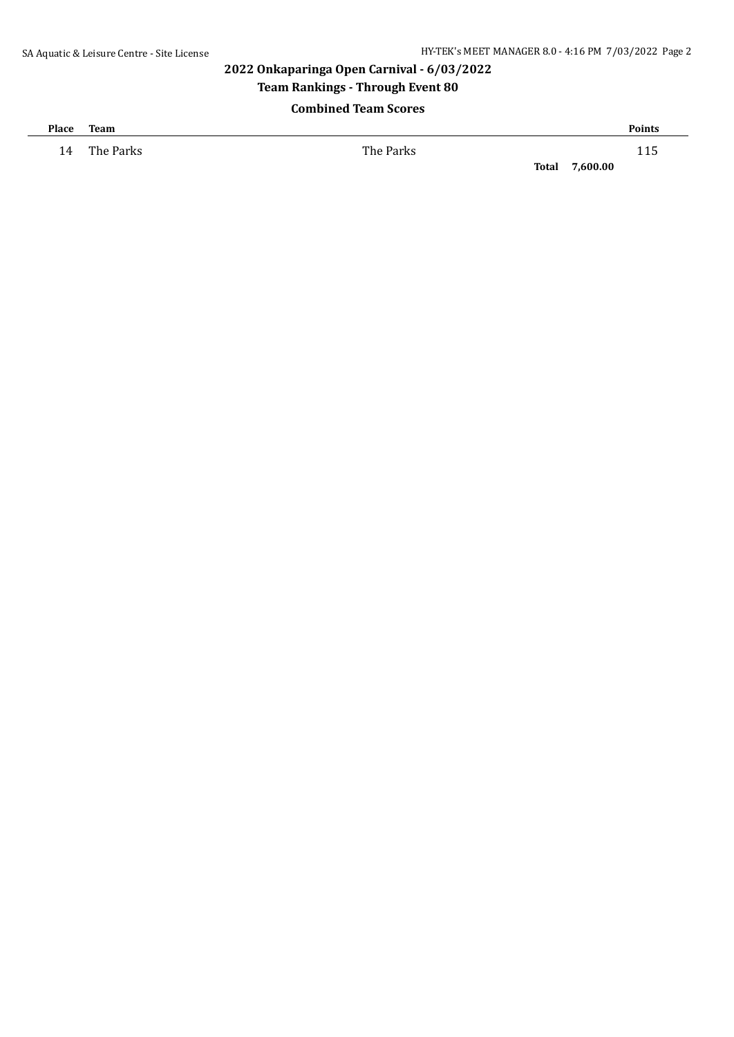## 2022 Onkaparinga Open Carnival - 6/03/2022

### Team Rankings - Through Event 80

### Combined Team Scores

| Place | Team | | | Points |
|---|---|---|---|---|
| 14 | The Parks | The Parks | | 115 |
| | | | **Total** | **7,600.00** |